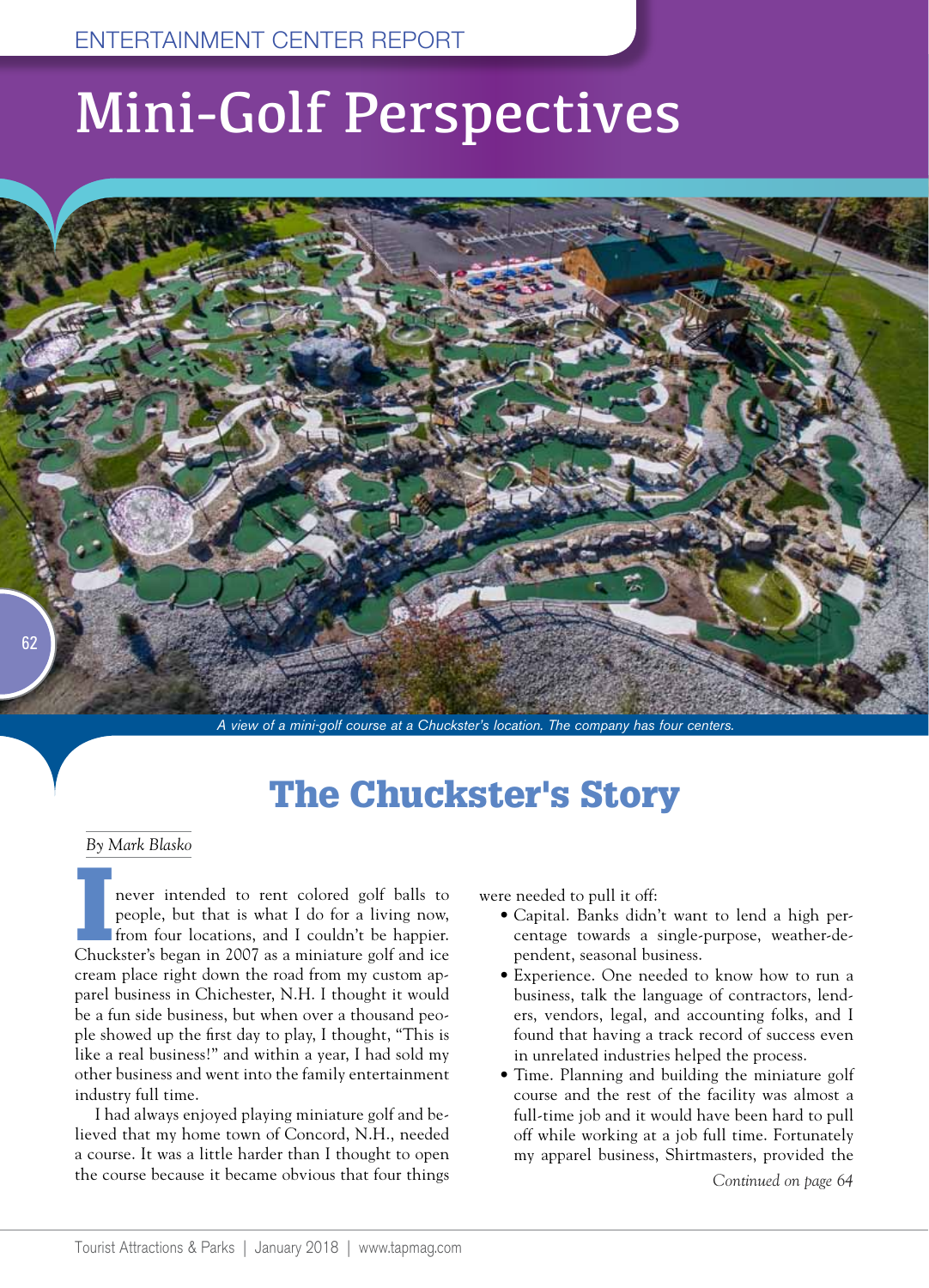ENTERTAINMENT CENTER REPORT

# Mini-Golf Perspectives

A view of a mini-golf course at a Chuckster's location. The company has four centers.

## The Chuckster's Story

*By Mark Blasko*

I never intended to rent colored golf balls to people, but that is what I do for a living now, from four locations, and I couldn't be happier. Chuckster's began in 2007 as a miniature golf and ice cream place right down the road from my custom apparel business in Chichester, N.H. I thought it would be a fun side business, but when over a thousand people showed up the first day to play, I thought, "This is like a real business!" and within a year, I had sold my other business and went into the family entertainment industry full time.

I had always enjoyed playing miniature golf and believed that my home town of Concord, N.H., needed a course. It was a little harder than I thought to open the course because it became obvious that four things were needed to pull it off:

- Capital. Banks didn't want to lend a high percentage towards a single-purpose, weather-dependent, seasonal business.
- Experience. One needed to know how to run a business, talk the language of contractors, lenders, vendors, legal, and accounting folks, and I found that having a track record of success even in unrelated industries helped the process.
- Time. Planning and building the miniature golf course and the rest of the facility was almost a full-time job and it would have been hard to pull off while working at a job full time. Fortunately my apparel business, Shirtmasters, provided the

*Continued on page 64*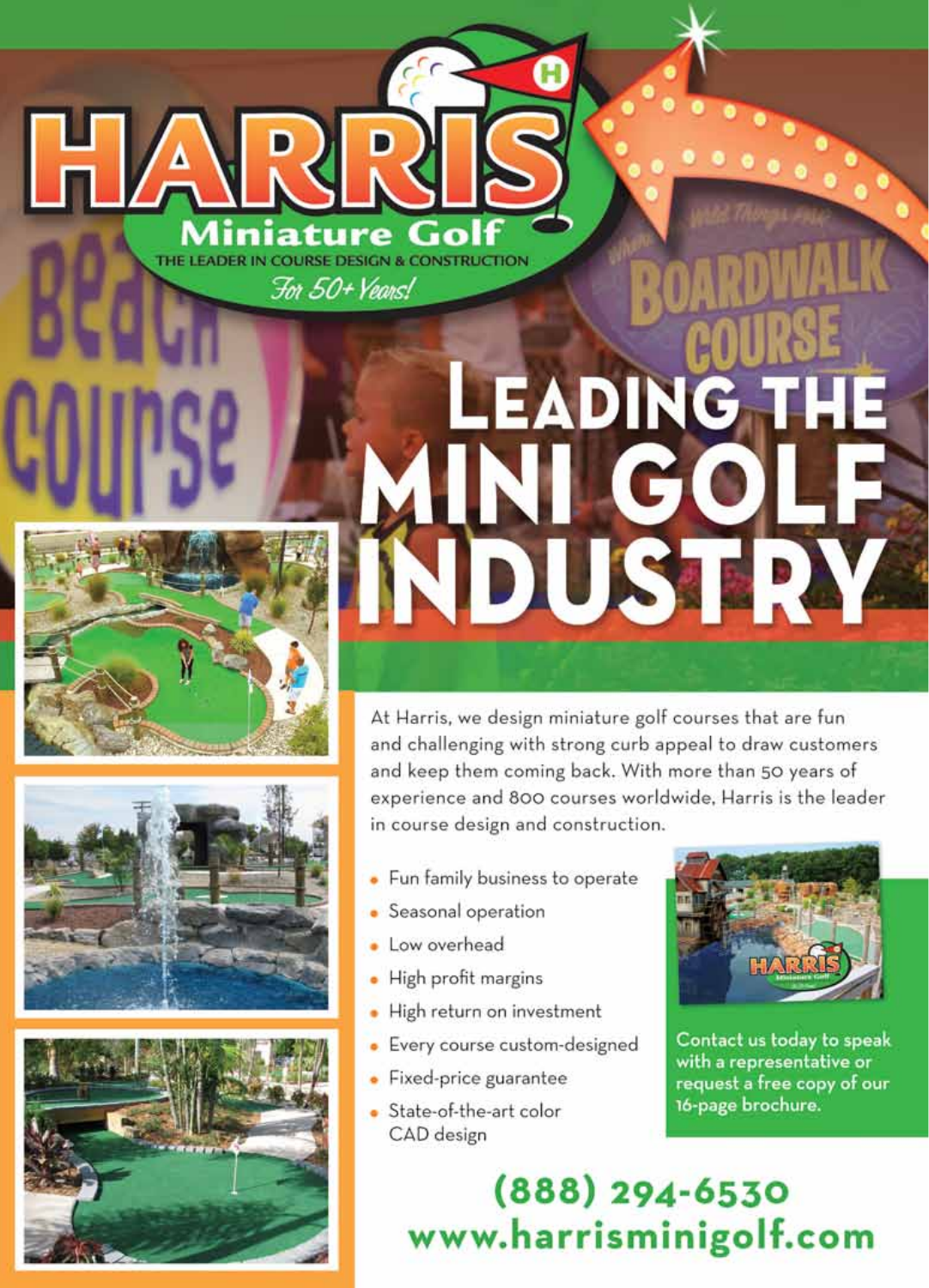# HARRIS Miniature Golf

THE LEADER IN COURSE DESIGN & CONSTRUCTION

*For 50+ Years!*

# LEADING THE MINI GOLF INDUSTRY

At Harris, we design miniature golf courses that are fun and challenging with strong curb appeal to draw customers and keep them coming back. With more than 50 years of experience and 800 courses worldwide, Harris is the leader in course design and construction.

- Fun family business to operate
- Seasonal operation
- Low overhead
- High profit margins
- High return on investment
- Every course custom-designed
- Fixed-price guarantee
- State-of-the-art color CAD design

Contact us today to speak with a representative or request a free copy of our 16-page brochure.

**(888) 294-6530**
**www.harrisminigolf.com**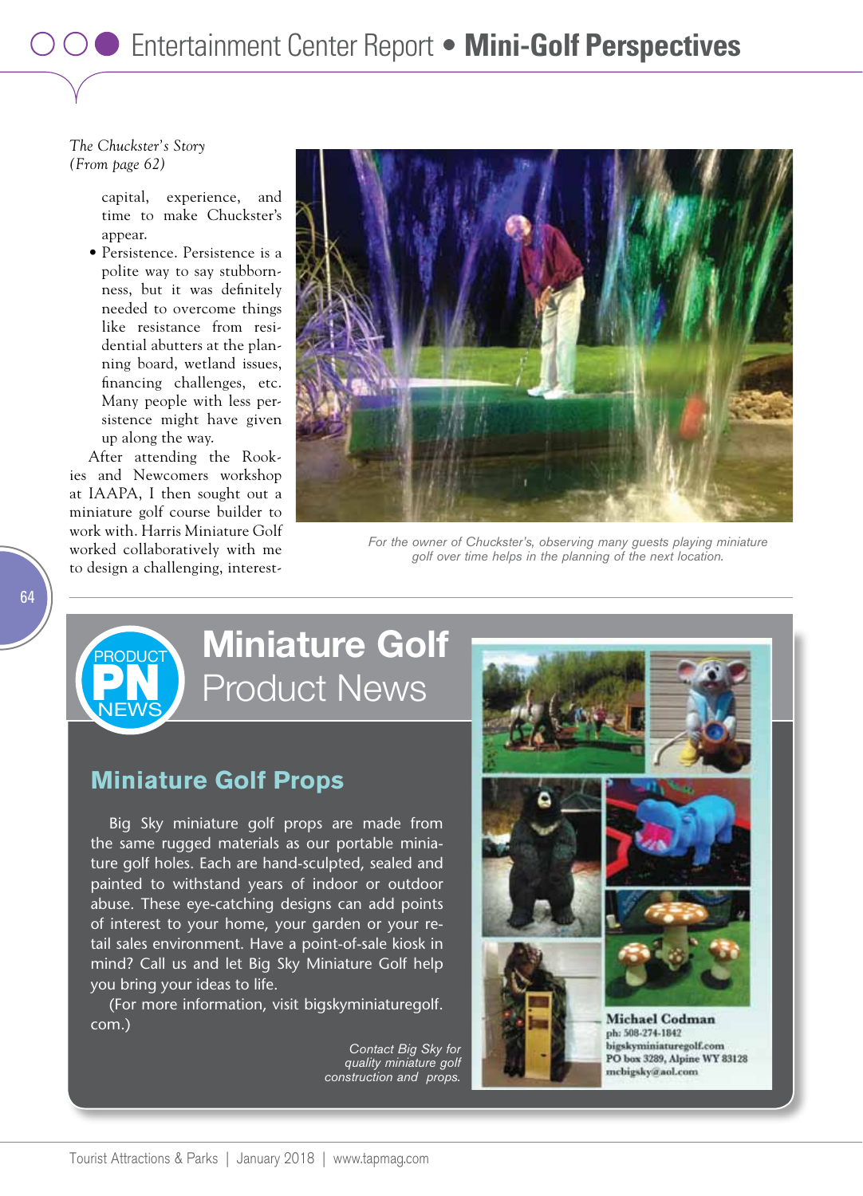*The Chuckster's Story*
*(From page 62)*

capital, experience, and time to make Chuckster's appear.

- Persistence. Persistence is a polite way to say stubbornness, but it was definitely needed to overcome things like resistance from residential abutters at the planning board, wetland issues, financing challenges, etc. Many people with less persistence might have given up along the way.

After attending the Rookies and Newcomers workshop at IAAPA, I then sought out a miniature golf course builder to work with. Harris Miniature Golf worked collaboratively with me to design a challenging, interest-

*For the owner of Chuckster's, observing many guests playing miniature golf over time helps in the planning of the next location.*

# Miniature Golf Product News

## Miniature Golf Props

Big Sky miniature golf props are made from the same rugged materials as our portable miniature golf holes. Each are hand-sculpted, sealed and painted to withstand years of indoor or outdoor abuse. These eye-catching designs can add points of interest to your home, your garden or your retail sales environment. Have a point-of-sale kiosk in mind? Call us and let Big Sky Miniature Golf help you bring your ideas to life.

(For more information, visit bigskyminiaturegolf.com.)

*Contact Big Sky for quality miniature golf construction and props.*

**Michael Codman**
ph: 508-274-1842
bigskyminiaturegolf.com
PO box 3289, Alpine WY 83128
mcbigsky@aol.com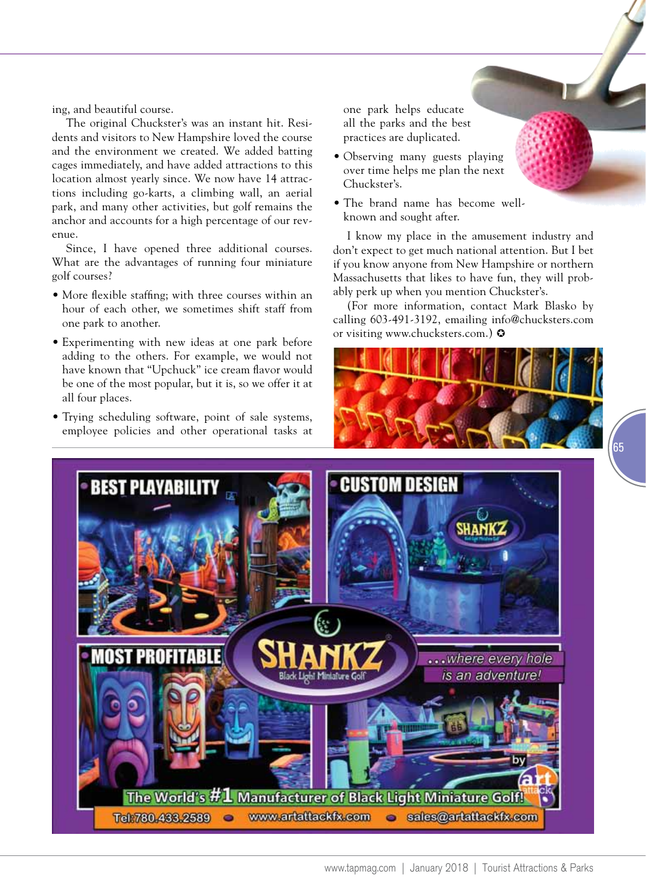ing, and beautiful course.

The original Chuckster's was an instant hit. Residents and visitors to New Hampshire loved the course and the environment we created. We added batting cages immediately, and have added attractions to this location almost yearly since. We now have 14 attractions including go-karts, a climbing wall, an aerial park, and many other activities, but golf remains the anchor and accounts for a high percentage of our revenue.

Since, I have opened three additional courses. What are the advantages of running four miniature golf courses?

- More flexible staffing; with three courses within an hour of each other, we sometimes shift staff from one park to another.
- Experimenting with new ideas at one park before adding to the others. For example, we would not have known that "Upchuck" ice cream flavor would be one of the most popular, but it is, so we offer it at all four places.
- Trying scheduling software, point of sale systems, employee policies and other operational tasks at one park helps educate all the parks and the best practices are duplicated.
- Observing many guests playing over time helps me plan the next Chuckster's.
- The brand name has become well-known and sought after.

I know my place in the amusement industry and don't expect to get much national attention. But I bet if you know anyone from New Hampshire or northern Massachusetts that likes to have fun, they will probably perk up when you mention Chuckster's.

(For more information, contact Mark Blasko by calling 603-491-3192, emailing info@chucksters.com or visiting www.chucksters.com.) ✪

BEST PLAYABILITY

CUSTOM DESIGN

MOST PROFITABLE

SHANKZ Black Light Miniature Golf

...where every hole is an adventure!

by art attack

The World's #1 Manufacturer of Black Light Miniature Golf!

Tel:780.433.2589 • www.artattackfx.com • sales@artattackfx.com